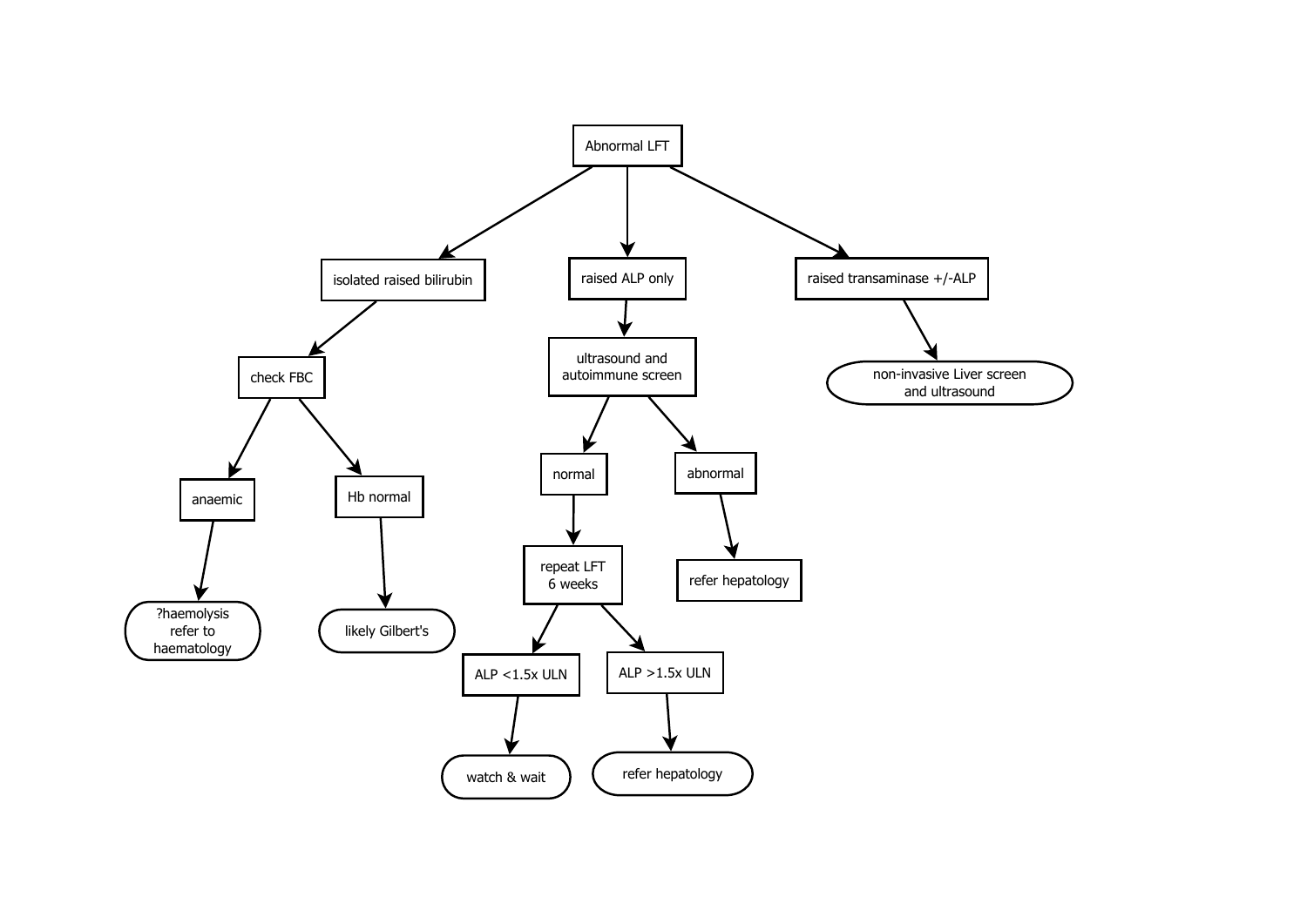- **Abnormal LFT**
  - **isolated raised bilirubin**
    - check FBC
      - anaemic
        - ?haemolysis refer to haematology
      - Hb normal
        - likely Gilbert's
  - **raised ALP only**
    - ultrasound and autoimmune screen
      - normal
        - repeat LFT 6 weeks
          - ALP <1.5x ULN
            - watch & wait
          - ALP >1.5x ULN
            - refer hepatology
      - abnormal
        - refer hepatology
  - **raised transaminase +/-ALP**
    - non-invasive Liver screen and ultrasound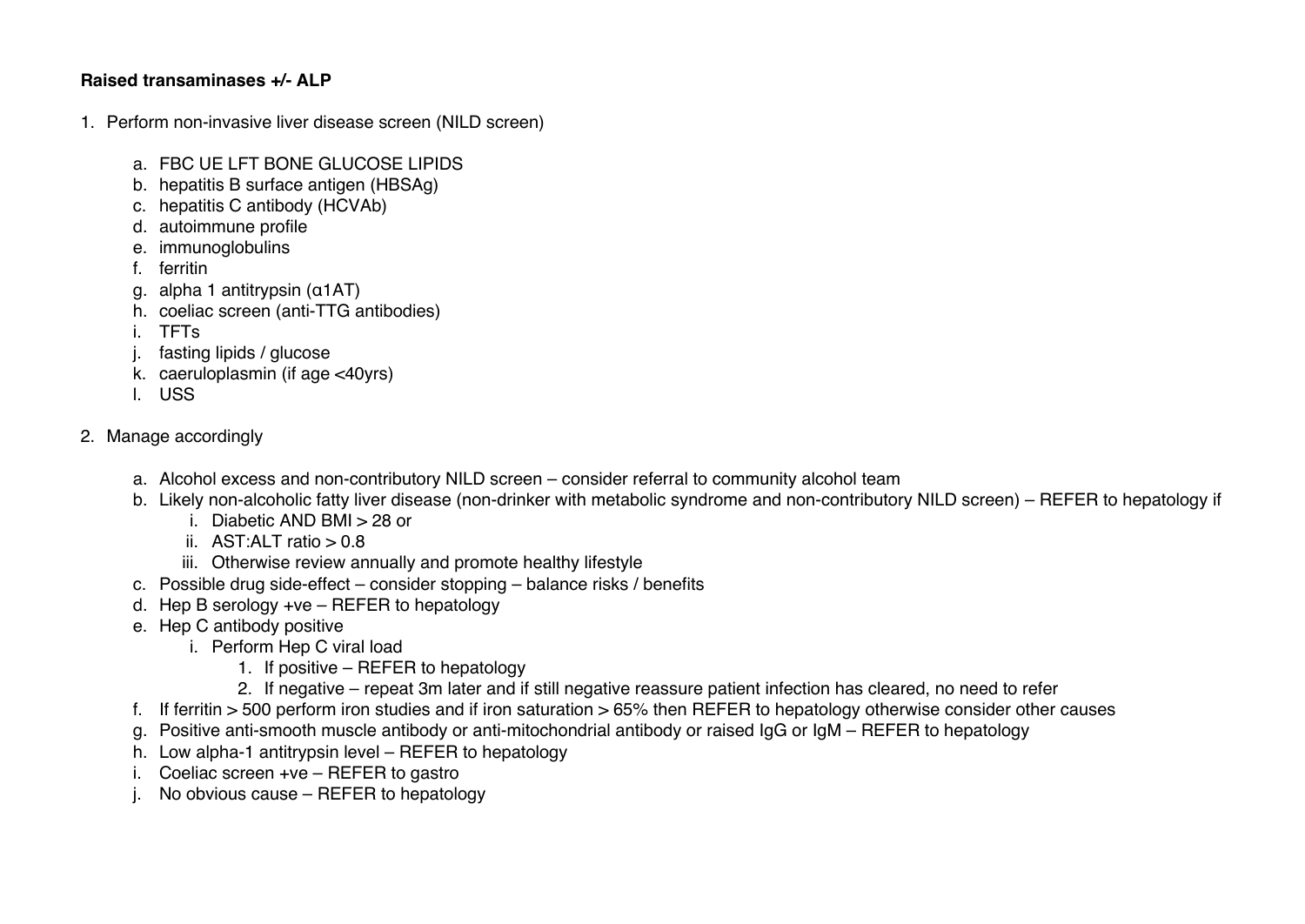**Raised transaminases +/- ALP**

1. Perform non-invasive liver disease screen (NILD screen)

    a. FBC UE LFT BONE GLUCOSE LIPIDS
    b. hepatitis B surface antigen (HBSAg)
    c. hepatitis C antibody (HCVAb)
    d. autoimmune profile
    e. immunoglobulins
    f. ferritin
    g. alpha 1 antitrypsin (α1AT)
    h. coeliac screen (anti-TTG antibodies)
    i. TFTs
    j. fasting lipids / glucose
    k. caeruloplasmin (if age <40yrs)
    l. USS

2. Manage accordingly

    a. Alcohol excess and non-contributory NILD screen – consider referral to community alcohol team
    b. Likely non-alcoholic fatty liver disease (non-drinker with metabolic syndrome and non-contributory NILD screen) – REFER to hepatology if
        i. Diabetic AND BMI > 28 or
        ii. AST:ALT ratio > 0.8
        iii. Otherwise review annually and promote healthy lifestyle
    c. Possible drug side-effect – consider stopping – balance risks / benefits
    d. Hep B serology +ve – REFER to hepatology
    e. Hep C antibody positive
        i. Perform Hep C viral load
            1. If positive – REFER to hepatology
            2. If negative – repeat 3m later and if still negative reassure patient infection has cleared, no need to refer
    f. If ferritin > 500 perform iron studies and if iron saturation > 65% then REFER to hepatology otherwise consider other causes
    g. Positive anti-smooth muscle antibody or anti-mitochondrial antibody or raised IgG or IgM – REFER to hepatology
    h. Low alpha-1 antitrypsin level – REFER to hepatology
    i. Coeliac screen +ve – REFER to gastro
    j. No obvious cause – REFER to hepatology